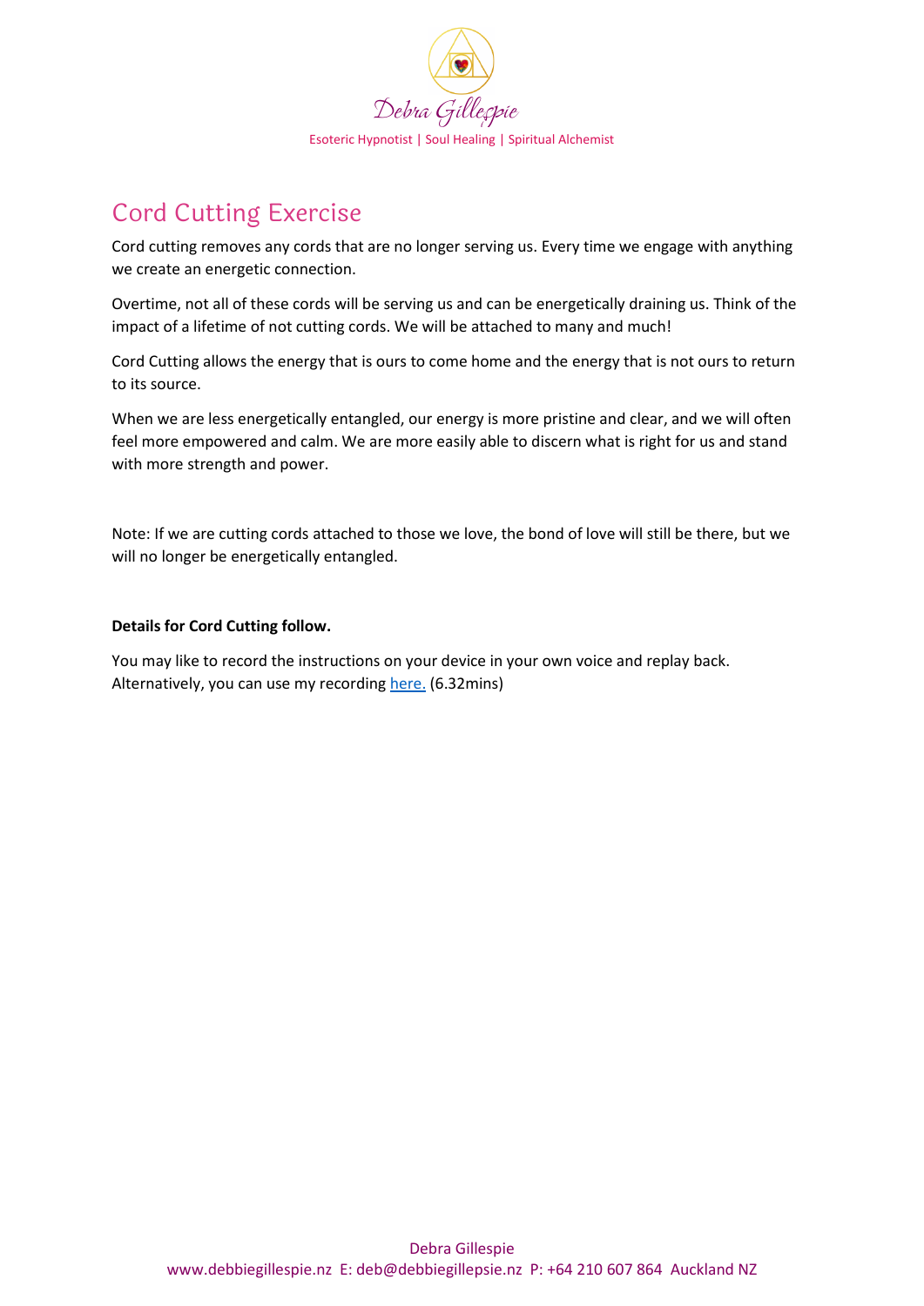Debra Gillespie

Esoteric Hypnotist | Soul Healing | Spiritual Alchemist

# Cord Cutting Exercise

Cord cutting removes any cords that are no longer serving us. Every time we engage with anything we create an energetic connection.

Overtime, not all of these cords will be serving us and can be energetically draining us. Think of the impact of a lifetime of not cutting cords. We will be attached to many and much!

Cord Cutting allows the energy that is ours to come home and the energy that is not ours to return to its source.

When we are less energetically entangled, our energy is more pristine and clear, and we will often feel more empowered and calm. We are more easily able to discern what is right for us and stand with more strength and power.

Note: If we are cutting cords attached to those we love, the bond of love will still be there, but we will no longer be energetically entangled.

**Details for Cord Cutting follow.**

You may like to record the instructions on your device in your own voice and replay back. Alternatively, you can use my recording here. (6.32mins)

Debra Gillespie
www.debbiegillespie.nz E: deb@debbiegillepsie.nz P: +64 210 607 864 Auckland NZ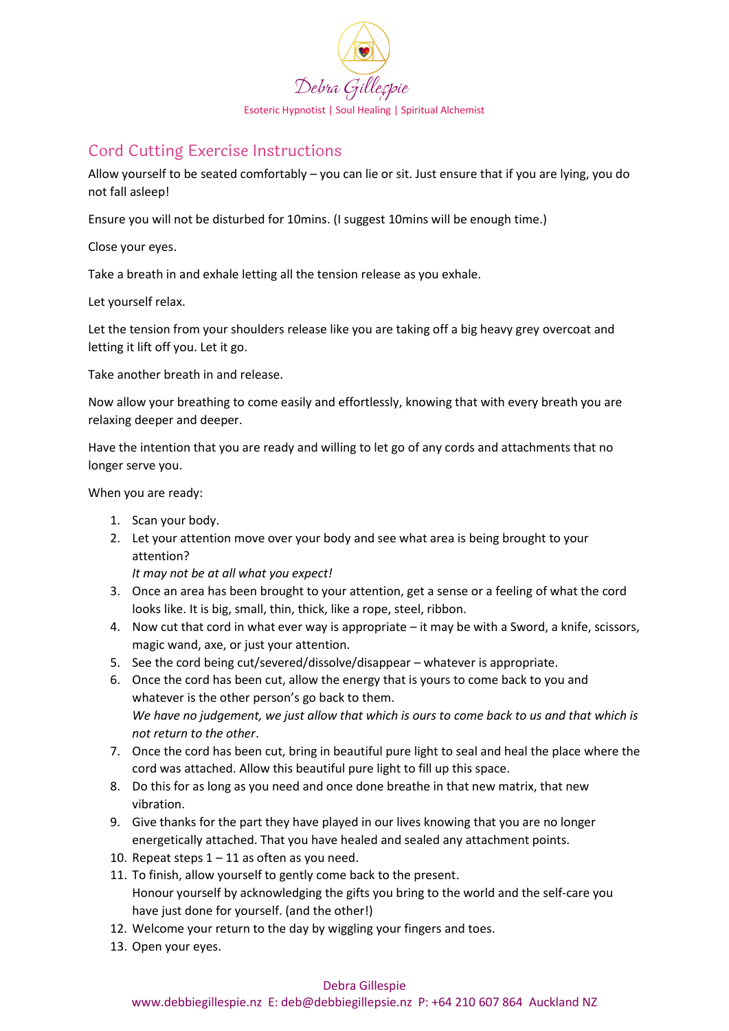Debra Gillespie

Esoteric Hypnotist | Soul Healing | Spiritual Alchemist

## Cord Cutting Exercise Instructions

Allow yourself to be seated comfortably – you can lie or sit. Just ensure that if you are lying, you do not fall asleep!

Ensure you will not be disturbed for 10mins. (I suggest 10mins will be enough time.)

Close your eyes.

Take a breath in and exhale letting all the tension release as you exhale.

Let yourself relax.

Let the tension from your shoulders release like you are taking off a big heavy grey overcoat and letting it lift off you. Let it go.

Take another breath in and release.

Now allow your breathing to come easily and effortlessly, knowing that with every breath you are relaxing deeper and deeper.

Have the intention that you are ready and willing to let go of any cords and attachments that no longer serve you.

When you are ready:

1. Scan your body.
2. Let your attention move over your body and see what area is being brought to your attention?
   *It may not be at all what you expect!*
3. Once an area has been brought to your attention, get a sense or a feeling of what the cord looks like. It is big, small, thin, thick, like a rope, steel, ribbon.
4. Now cut that cord in what ever way is appropriate – it may be with a Sword, a knife, scissors, magic wand, axe, or just your attention.
5. See the cord being cut/severed/dissolve/disappear – whatever is appropriate.
6. Once the cord has been cut, allow the energy that is yours to come back to you and whatever is the other person's go back to them.
   *We have no judgement, we just allow that which is ours to come back to us and that which is not return to the other*.
7. Once the cord has been cut, bring in beautiful pure light to seal and heal the place where the cord was attached. Allow this beautiful pure light to fill up this space.
8. Do this for as long as you need and once done breathe in that new matrix, that new vibration.
9. Give thanks for the part they have played in our lives knowing that you are no longer energetically attached. That you have healed and sealed any attachment points.
10. Repeat steps 1 – 11 as often as you need.
11. To finish, allow yourself to gently come back to the present.
    Honour yourself by acknowledging the gifts you bring to the world and the self-care you have just done for yourself. (and the other!)
12. Welcome your return to the day by wiggling your fingers and toes.
13. Open your eyes.

Debra Gillespie

www.debbiegillespie.nz E: deb@debbiegillepsie.nz P: +64 210 607 864 Auckland NZ